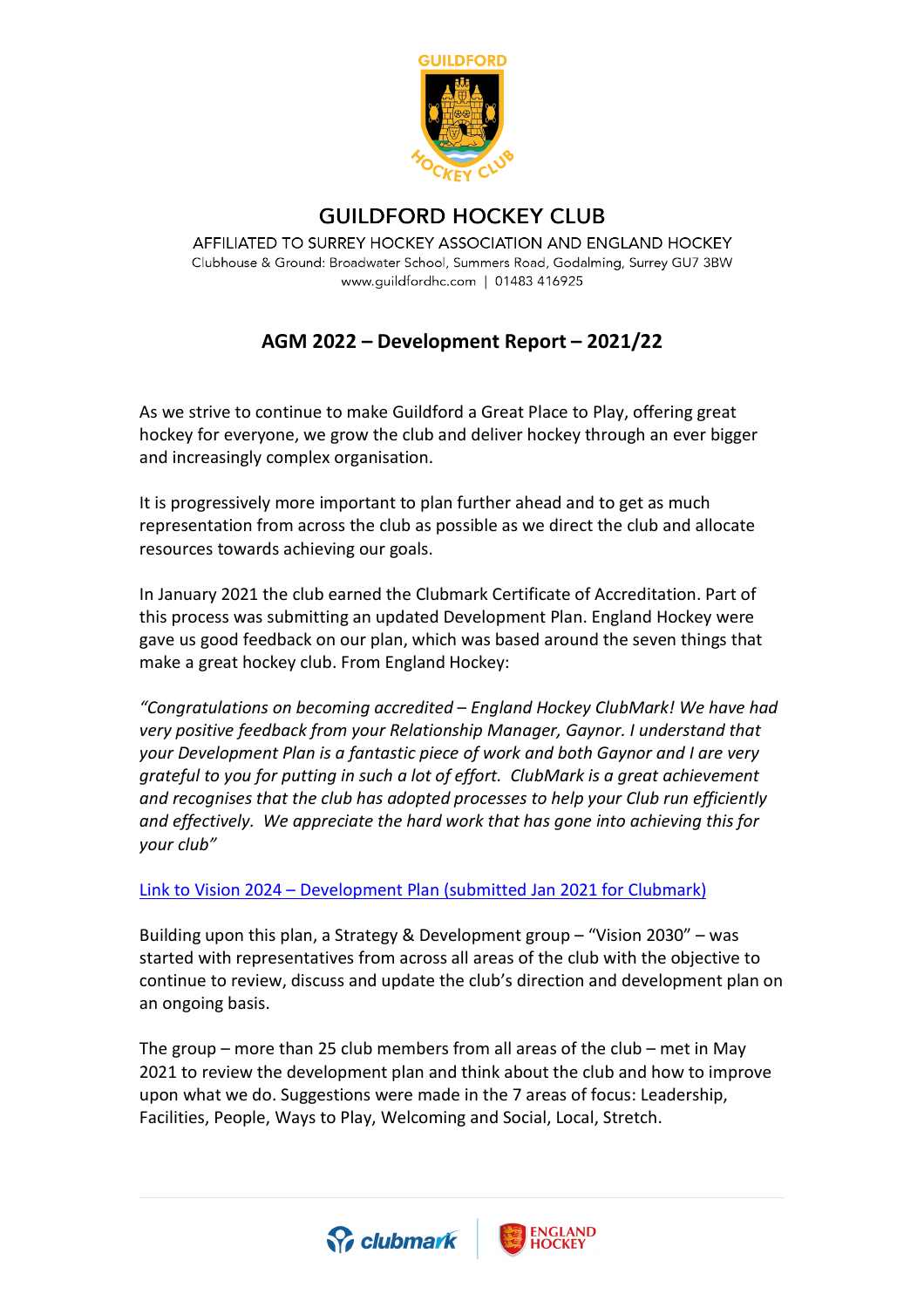# GUILDFORD HOCKEY CLUB

AFFILIATED TO SURREY HOCKEY ASSOCIATION AND ENGLAND HOCKEY
Clubhouse & Ground: Broadwater School, Summers Road, Godalming, Surrey GU7 3BW
www.guildfordhc.com | 01483 416925

## AGM 2022 – Development Report – 2021/22

As we strive to continue to make Guildford a Great Place to Play, offering great hockey for everyone, we grow the club and deliver hockey through an ever bigger and increasingly complex organisation.

It is progressively more important to plan further ahead and to get as much representation from across the club as possible as we direct the club and allocate resources towards achieving our goals.

In January 2021 the club earned the Clubmark Certificate of Accreditation. Part of this process was submitting an updated Development Plan. England Hockey were gave us good feedback on our plan, which was based around the seven things that make a great hockey club. From England Hockey:

*"Congratulations on becoming accredited – England Hockey ClubMark! We have had very positive feedback from your Relationship Manager, Gaynor. I understand that your Development Plan is a fantastic piece of work and both Gaynor and I are very grateful to you for putting in such a lot of effort. ClubMark is a great achievement and recognises that the club has adopted processes to help your Club run efficiently and effectively. We appreciate the hard work that has gone into achieving this for your club"*

Link to Vision 2024 – Development Plan (submitted Jan 2021 for Clubmark)

Building upon this plan, a Strategy & Development group – "Vision 2030" – was started with representatives from across all areas of the club with the objective to continue to review, discuss and update the club's direction and development plan on an ongoing basis.

The group – more than 25 club members from all areas of the club – met in May 2021 to review the development plan and think about the club and how to improve upon what we do. Suggestions were made in the 7 areas of focus: Leadership, Facilities, People, Ways to Play, Welcoming and Social, Local, Stretch.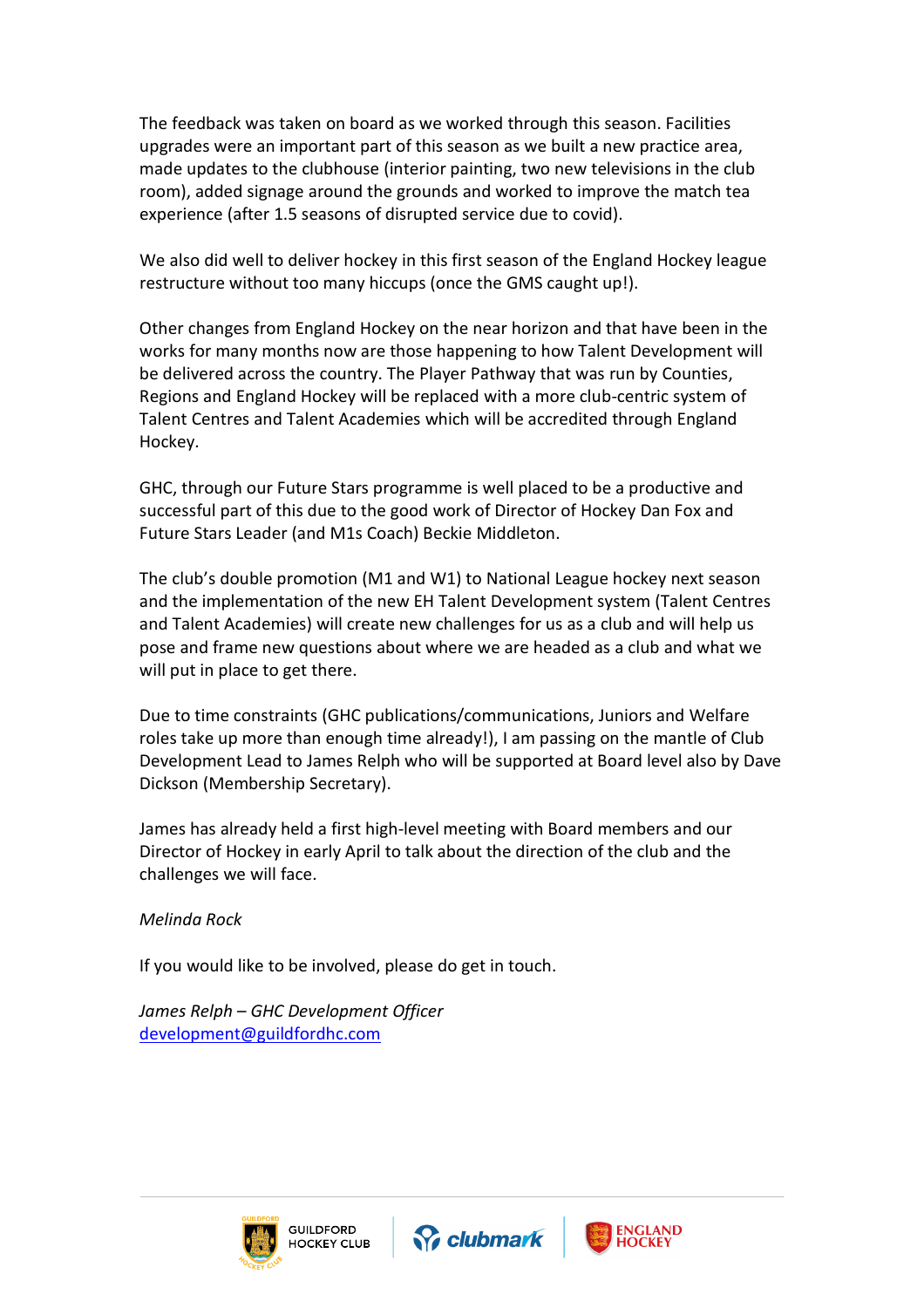The feedback was taken on board as we worked through this season. Facilities upgrades were an important part of this season as we built a new practice area, made updates to the clubhouse (interior painting, two new televisions in the club room), added signage around the grounds and worked to improve the match tea experience (after 1.5 seasons of disrupted service due to covid).

We also did well to deliver hockey in this first season of the England Hockey league restructure without too many hiccups (once the GMS caught up!).

Other changes from England Hockey on the near horizon and that have been in the works for many months now are those happening to how Talent Development will be delivered across the country. The Player Pathway that was run by Counties, Regions and England Hockey will be replaced with a more club-centric system of Talent Centres and Talent Academies which will be accredited through England Hockey.

GHC, through our Future Stars programme is well placed to be a productive and successful part of this due to the good work of Director of Hockey Dan Fox and Future Stars Leader (and M1s Coach) Beckie Middleton.

The club's double promotion (M1 and W1) to National League hockey next season and the implementation of the new EH Talent Development system (Talent Centres and Talent Academies) will create new challenges for us as a club and will help us pose and frame new questions about where we are headed as a club and what we will put in place to get there.

Due to time constraints (GHC publications/communications, Juniors and Welfare roles take up more than enough time already!), I am passing on the mantle of Club Development Lead to James Relph who will be supported at Board level also by Dave Dickson (Membership Secretary).

James has already held a first high-level meeting with Board members and our Director of Hockey in early April to talk about the direction of the club and the challenges we will face.

*Melinda Rock*

If you would like to be involved, please do get in touch.

*James Relph – GHC Development Officer*
development@guildfordhc.com